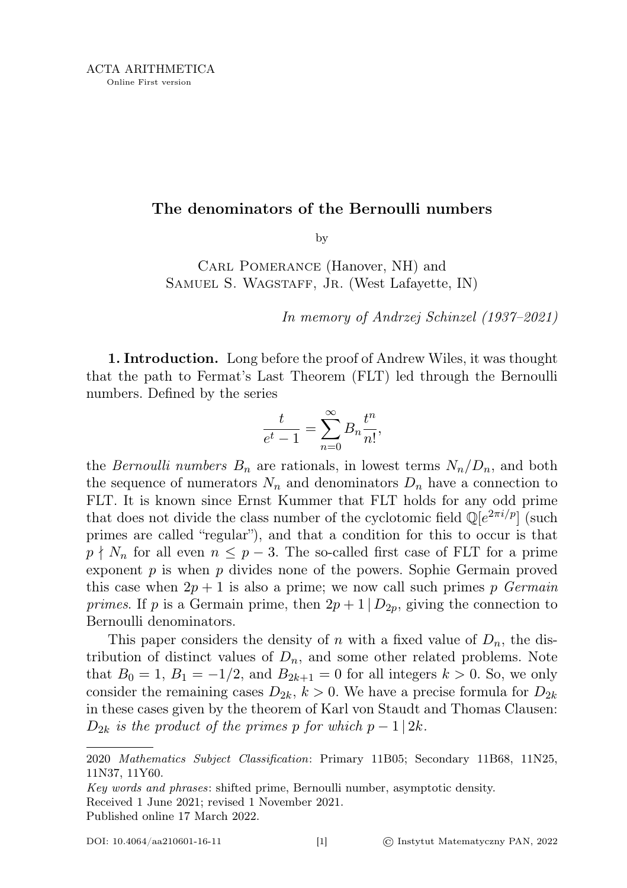# The denominators of the Bernoulli numbers

by

Carl Pomerance (Hanover, NH) and
Samuel S. Wagstaff, Jr. (West Lafayette, IN)

*In memory of Andrzej Schinzel (1937–2021)*

**1. Introduction.** Long before the proof of Andrew Wiles, it was thought that the path to Fermat's Last Theorem (FLT) led through the Bernoulli numbers. Defined by the series

$$\frac{t}{e^t - 1} = \sum_{n=0}^{\infty} B_n \frac{t^n}{n!},$$

the *Bernoulli numbers* $B_n$ are rationals, in lowest terms $N_n/D_n$, and both the sequence of numerators $N_n$ and denominators $D_n$ have a connection to FLT. It is known since Ernst Kummer that FLT holds for any odd prime that does not divide the class number of the cyclotomic field $\mathbb{Q}[e^{2\pi i/p}]$ (such primes are called "regular"), and that a condition for this to occur is that $p \nmid N_n$ for all even $n \leq p-3$. The so-called first case of FLT for a prime exponent $p$ is when $p$ divides none of the powers. Sophie Germain proved this case when $2p+1$ is also a prime; we now call such primes $p$ *Germain primes*. If $p$ is a Germain prime, then $2p+1 \mid D_{2p}$, giving the connection to Bernoulli denominators.

This paper considers the density of $n$ with a fixed value of $D_n$, the distribution of distinct values of $D_n$, and some other related problems. Note that $B_0 = 1$, $B_1 = -1/2$, and $B_{2k+1} = 0$ for all integers $k > 0$. So, we only consider the remaining cases $D_{2k}$, $k > 0$. We have a precise formula for $D_{2k}$ in these cases given by the theorem of Karl von Staudt and Thomas Clausen: *$D_{2k}$ is the product of the primes $p$ for which $p - 1 \mid 2k$.*

---

2020 *Mathematics Subject Classification*: Primary 11B05; Secondary 11B68, 11N25, 11N37, 11Y60.

*Key words and phrases*: shifted prime, Bernoulli number, asymptotic density.

Received 1 June 2021; revised 1 November 2021.

Published online 17 March 2022.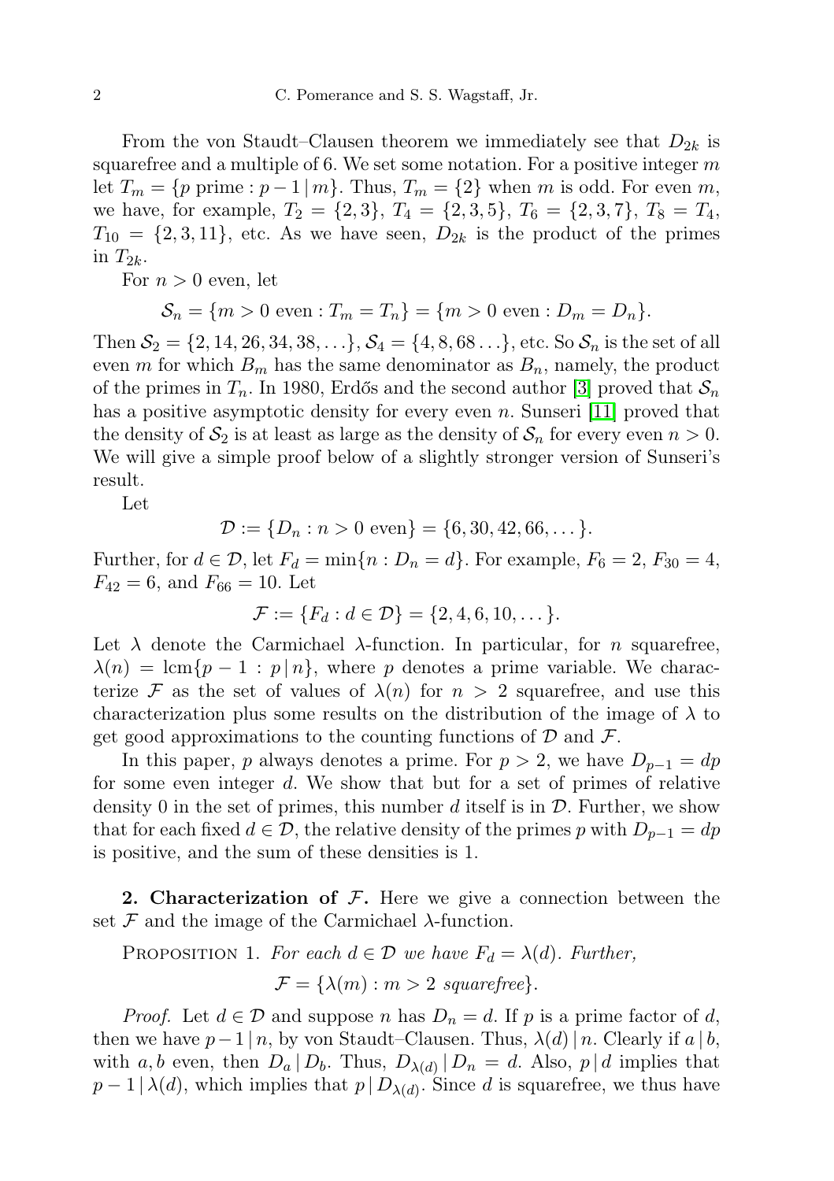From the von Staudt–Clausen theorem we immediately see that $D_{2k}$ is squarefree and a multiple of 6. We set some notation. For a positive integer $m$ let $T_m = \{p \text{ prime} : p-1 \mid m\}$. Thus, $T_m = \{2\}$ when $m$ is odd. For even $m$, we have, for example, $T_2 = \{2,3\}$, $T_4 = \{2,3,5\}$, $T_6 = \{2,3,7\}$, $T_8 = T_4$, $T_{10} = \{2,3,11\}$, etc. As we have seen, $D_{2k}$ is the product of the primes in $T_{2k}$.

For $n > 0$ even, let

$$\mathcal{S}_n = \{m > 0 \text{ even} : T_m = T_n\} = \{m > 0 \text{ even} : D_m = D_n\}.$$

Then $\mathcal{S}_2 = \{2, 14, 26, 34, 38, \ldots\}$, $\mathcal{S}_4 = \{4, 8, 68 \ldots\}$, etc. So $\mathcal{S}_n$ is the set of all even $m$ for which $B_m$ has the same denominator as $B_n$, namely, the product of the primes in $T_n$. In 1980, Erdős and the second author [3] proved that $\mathcal{S}_n$ has a positive asymptotic density for every even $n$. Sunseri [11] proved that the density of $\mathcal{S}_2$ is at least as large as the density of $\mathcal{S}_n$ for every even $n > 0$. We will give a simple proof below of a slightly stronger version of Sunseri's result.

Let

$$\mathcal{D} := \{D_n : n > 0 \text{ even}\} = \{6, 30, 42, 66, \ldots\}.$$

Further, for $d \in \mathcal{D}$, let $F_d = \min\{n : D_n = d\}$. For example, $F_6 = 2$, $F_{30} = 4$, $F_{42} = 6$, and $F_{66} = 10$. Let

$$\mathcal{F} := \{F_d : d \in \mathcal{D}\} = \{2, 4, 6, 10, \ldots\}.$$

Let $\lambda$ denote the Carmichael $\lambda$-function. In particular, for $n$ squarefree, $\lambda(n) = \operatorname{lcm}\{p-1 : p \mid n\}$, where $p$ denotes a prime variable. We characterize $\mathcal{F}$ as the set of values of $\lambda(n)$ for $n > 2$ squarefree, and use this characterization plus some results on the distribution of the image of $\lambda$ to get good approximations to the counting functions of $\mathcal{D}$ and $\mathcal{F}$.

In this paper, $p$ always denotes a prime. For $p > 2$, we have $D_{p-1} = dp$ for some even integer $d$. We show that but for a set of primes of relative density 0 in the set of primes, this number $d$ itself is in $\mathcal{D}$. Further, we show that for each fixed $d \in \mathcal{D}$, the relative density of the primes $p$ with $D_{p-1} = dp$ is positive, and the sum of these densities is 1.

## 2. Characterization of $\mathcal{F}$.

Here we give a connection between the set $\mathcal{F}$ and the image of the Carmichael $\lambda$-function.

PROPOSITION 1. *For each $d \in \mathcal{D}$ we have $F_d = \lambda(d)$. Further,*

$$\mathcal{F} = \{\lambda(m) : m > 2 \textit{ squarefree}\}.$$

*Proof.* Let $d \in \mathcal{D}$ and suppose $n$ has $D_n = d$. If $p$ is a prime factor of $d$, then we have $p-1 \mid n$, by von Staudt–Clausen. Thus, $\lambda(d) \mid n$. Clearly if $a \mid b$, with $a, b$ even, then $D_a \mid D_b$. Thus, $D_{\lambda(d)} \mid D_n = d$. Also, $p \mid d$ implies that $p - 1 \mid \lambda(d)$, which implies that $p \mid D_{\lambda(d)}$. Since $d$ is squarefree, we thus have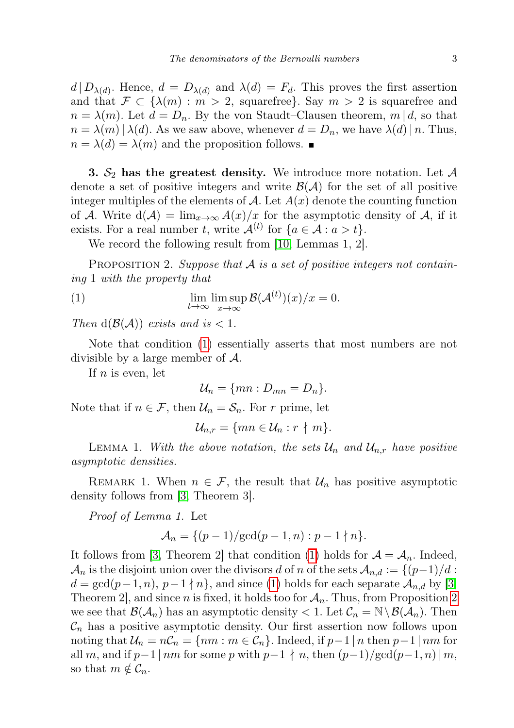$d \mid D_{\lambda(d)}$. Hence, $d = D_{\lambda(d)}$ and $\lambda(d) = F_d$. This proves the first assertion and that $\mathcal{F} \subset \{\lambda(m) : m > 2$, squarefree$\}$. Say $m > 2$ is squarefree and $n = \lambda(m)$. Let $d = D_n$. By the von Staudt–Clausen theorem, $m \mid d$, so that $n = \lambda(m) \mid \lambda(d)$. As we saw above, whenever $d = D_n$, we have $\lambda(d) \mid n$. Thus, $n = \lambda(d) = \lambda(m)$ and the proposition follows. ∎

**3. $\mathcal{S}_2$ has the greatest density.** We introduce more notation. Let $\mathcal{A}$ denote a set of positive integers and write $\mathcal{B}(\mathcal{A})$ for the set of all positive integer multiples of the elements of $\mathcal{A}$. Let $A(x)$ denote the counting function of $\mathcal{A}$. Write $\mathrm{d}(\mathcal{A}) = \lim_{x\to\infty} A(x)/x$ for the asymptotic density of $\mathcal{A}$, if it exists. For a real number $t$, write $\mathcal{A}^{(t)}$ for $\{a \in \mathcal{A} : a > t\}$.

We record the following result from [10, Lemmas 1, 2].

Proposition 2. *Suppose that $\mathcal{A}$ is a set of positive integers not containing 1 with the property that*

$$\lim_{t\to\infty} \limsup_{x\to\infty} \mathcal{B}(\mathcal{A}^{(t)})(x)/x = 0. \tag{1}$$

*Then $\mathrm{d}(\mathcal{B}(\mathcal{A}))$ exists and is $< 1$.*

Note that condition (1) essentially asserts that most numbers are not divisible by a large member of $\mathcal{A}$.

If $n$ is even, let

$$\mathcal{U}_n = \{mn : D_{mn} = D_n\}.$$

Note that if $n \in \mathcal{F}$, then $\mathcal{U}_n = \mathcal{S}_n$. For $r$ prime, let

$$\mathcal{U}_{n,r} = \{mn \in \mathcal{U}_n : r \nmid m\}.$$

Lemma 1. *With the above notation, the sets $\mathcal{U}_n$ and $\mathcal{U}_{n,r}$ have positive asymptotic densities.*

Remark 1. When $n \in \mathcal{F}$, the result that $\mathcal{U}_n$ has positive asymptotic density follows from [3, Theorem 3].

*Proof of Lemma 1.* Let

$$\mathcal{A}_n = \{(p-1)/\gcd(p-1, n) : p - 1 \nmid n\}.$$

It follows from [3, Theorem 2] that condition (1) holds for $\mathcal{A} = \mathcal{A}_n$. Indeed, $\mathcal{A}_n$ is the disjoint union over the divisors $d$ of $n$ of the sets $\mathcal{A}_{n,d} := \{(p-1)/d : d = \gcd(p-1, n),\ p-1 \nmid n\}$, and since (1) holds for each separate $\mathcal{A}_{n,d}$ by [3, Theorem 2], and since $n$ is fixed, it holds too for $\mathcal{A}_n$. Thus, from Proposition 2 we see that $\mathcal{B}(\mathcal{A}_n)$ has an asymptotic density $< 1$. Let $\mathcal{C}_n = \mathbb{N} \setminus \mathcal{B}(\mathcal{A}_n)$. Then $\mathcal{C}_n$ has a positive asymptotic density. Our first assertion now follows upon noting that $\mathcal{U}_n = n\mathcal{C}_n = \{nm : m \in \mathcal{C}_n\}$. Indeed, if $p - 1 \mid n$ then $p - 1 \mid nm$ for all $m$, and if $p - 1 \mid nm$ for some $p$ with $p - 1 \nmid n$, then $(p-1)/\gcd(p-1, n) \mid m$, so that $m \notin \mathcal{C}_n$.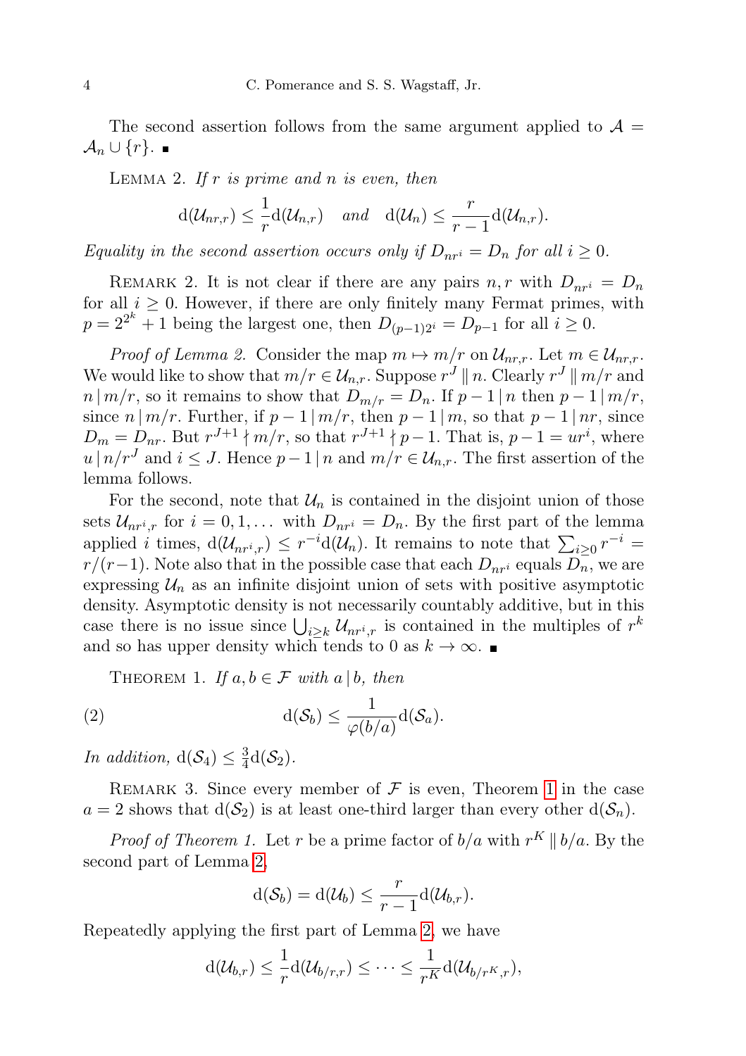The second assertion follows from the same argument applied to $\mathcal{A} = \mathcal{A}_n \cup \{r\}$. ∎

LEMMA 2. *If $r$ is prime and $n$ is even, then*

$$\mathrm{d}(\mathcal{U}_{nr,r}) \le \frac{1}{r}\mathrm{d}(\mathcal{U}_{n,r}) \quad \textit{and} \quad \mathrm{d}(\mathcal{U}_n) \le \frac{r}{r-1}\mathrm{d}(\mathcal{U}_{n,r}).$$

*Equality in the second assertion occurs only if $D_{nr^i} = D_n$ for all $i \ge 0$.*

REMARK 2. It is not clear if there are any pairs $n, r$ with $D_{nr^i} = D_n$ for all $i \ge 0$. However, if there are only finitely many Fermat primes, with $p = 2^{2^k} + 1$ being the largest one, then $D_{(p-1)2^i} = D_{p-1}$ for all $i \ge 0$.

*Proof of Lemma 2.* Consider the map $m \mapsto m/r$ on $\mathcal{U}_{nr,r}$. Let $m \in \mathcal{U}_{nr,r}$. We would like to show that $m/r \in \mathcal{U}_{n,r}$. Suppose $r^J \parallel n$. Clearly $r^J \parallel m/r$ and $n \mid m/r$, so it remains to show that $D_{m/r} = D_n$. If $p - 1 \mid n$ then $p - 1 \mid m/r$, since $n \mid m/r$. Further, if $p - 1 \mid m/r$, then $p - 1 \mid m$, so that $p - 1 \mid nr$, since $D_m = D_{nr}$. But $r^{J+1} \nmid m/r$, so that $r^{J+1} \nmid p - 1$. That is, $p - 1 = ur^i$, where $u \mid n/r^J$ and $i \le J$. Hence $p - 1 \mid n$ and $m/r \in \mathcal{U}_{n,r}$. The first assertion of the lemma follows.

For the second, note that $\mathcal{U}_n$ is contained in the disjoint union of those sets $\mathcal{U}_{nr^i,r}$ for $i = 0, 1, \ldots$ with $D_{nr^i} = D_n$. By the first part of the lemma applied $i$ times, $\mathrm{d}(\mathcal{U}_{nr^i,r}) \le r^{-i}\mathrm{d}(\mathcal{U}_n)$. It remains to note that $\sum_{i\ge0} r^{-i} = r/(r-1)$. Note also that in the possible case that each $D_{nr^i}$ equals $D_n$, we are expressing $\mathcal{U}_n$ as an infinite disjoint union of sets with positive asymptotic density. Asymptotic density is not necessarily countably additive, but in this case there is no issue since $\bigcup_{i\ge k} \mathcal{U}_{nr^i,r}$ is contained in the multiples of $r^k$ and so has upper density which tends to 0 as $k \to \infty$. ∎

THEOREM 1. *If $a, b \in \mathcal{F}$ with $a \mid b$, then*

$$\mathrm{d}(\mathcal{S}_b) \le \frac{1}{\varphi(b/a)}\mathrm{d}(\mathcal{S}_a). \tag{2}$$

*In addition, $\mathrm{d}(\mathcal{S}_4) \le \frac{3}{4}\mathrm{d}(\mathcal{S}_2)$.*

REMARK 3. Since every member of $\mathcal{F}$ is even, Theorem 1 in the case $a = 2$ shows that $\mathrm{d}(\mathcal{S}_2)$ is at least one-third larger than every other $\mathrm{d}(\mathcal{S}_n)$.

*Proof of Theorem 1.* Let $r$ be a prime factor of $b/a$ with $r^K \parallel b/a$. By the second part of Lemma 2,

$$\mathrm{d}(\mathcal{S}_b) = \mathrm{d}(\mathcal{U}_b) \le \frac{r}{r-1}\mathrm{d}(\mathcal{U}_{b,r}).$$

Repeatedly applying the first part of Lemma 2, we have

$$\mathrm{d}(\mathcal{U}_{b,r}) \le \frac{1}{r}\mathrm{d}(\mathcal{U}_{b/r,r}) \le \cdots \le \frac{1}{r^K}\mathrm{d}(\mathcal{U}_{b/r^K,r}),$$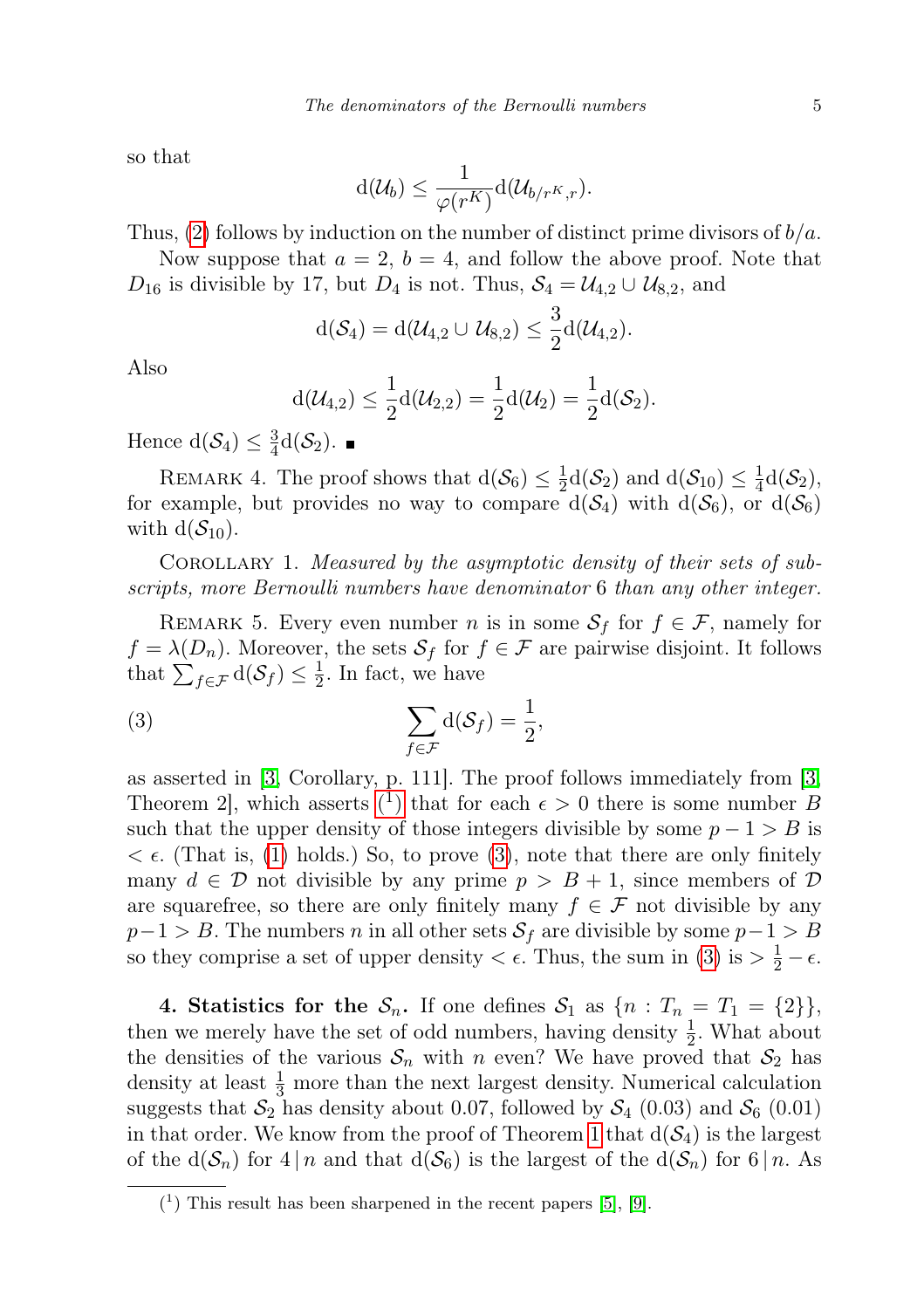so that

$$\mathrm{d}(\mathcal{U}_b) \le \frac{1}{\varphi(r^K)}\mathrm{d}(\mathcal{U}_{b/r^K,r}).$$

Thus, (2) follows by induction on the number of distinct prime divisors of $b/a$.

Now suppose that $a = 2$, $b = 4$, and follow the above proof. Note that $D_{16}$ is divisible by 17, but $D_4$ is not. Thus, $\mathcal{S}_4 = \mathcal{U}_{4,2} \cup \mathcal{U}_{8,2}$, and

$$\mathrm{d}(\mathcal{S}_4) = \mathrm{d}(\mathcal{U}_{4,2} \cup \mathcal{U}_{8,2}) \le \frac{3}{2}\mathrm{d}(\mathcal{U}_{4,2}).$$

Also

$$\mathrm{d}(\mathcal{U}_{4,2}) \le \frac{1}{2}\mathrm{d}(\mathcal{U}_{2,2}) = \frac{1}{2}\mathrm{d}(\mathcal{U}_2) = \frac{1}{2}\mathrm{d}(\mathcal{S}_2).$$

Hence $\mathrm{d}(\mathcal{S}_4) \le \frac{3}{4}\mathrm{d}(\mathcal{S}_2)$. ∎

REMARK 4. The proof shows that $\mathrm{d}(\mathcal{S}_6) \le \frac{1}{2}\mathrm{d}(\mathcal{S}_2)$ and $\mathrm{d}(\mathcal{S}_{10}) \le \frac{1}{4}\mathrm{d}(\mathcal{S}_2)$, for example, but provides no way to compare $\mathrm{d}(\mathcal{S}_4)$ with $\mathrm{d}(\mathcal{S}_6)$, or $\mathrm{d}(\mathcal{S}_6)$ with $\mathrm{d}(\mathcal{S}_{10})$.

COROLLARY 1. *Measured by the asymptotic density of their sets of subscripts, more Bernoulli numbers have denominator* 6 *than any other integer.*

REMARK 5. Every even number $n$ is in some $\mathcal{S}_f$ for $f \in \mathcal{F}$, namely for $f = \lambda(D_n)$. Moreover, the sets $\mathcal{S}_f$ for $f \in \mathcal{F}$ are pairwise disjoint. It follows that $\sum_{f\in\mathcal{F}} \mathrm{d}(\mathcal{S}_f) \le \frac{1}{2}$. In fact, we have

$$\sum_{f\in\mathcal{F}} \mathrm{d}(\mathcal{S}_f) = \frac{1}{2}, \tag{3}$$

as asserted in [3, Corollary, p. 111]. The proof follows immediately from [3, Theorem 2], which asserts (1) that for each $\epsilon > 0$ there is some number $B$ such that the upper density of those integers divisible by some $p - 1 > B$ is $< \epsilon$. (That is, (1) holds.) So, to prove (3), note that there are only finitely many $d \in \mathcal{D}$ not divisible by any prime $p > B + 1$, since members of $\mathcal{D}$ are squarefree, so there are only finitely many $f \in \mathcal{F}$ not divisible by any $p-1 > B$. The numbers $n$ in all other sets $\mathcal{S}_f$ are divisible by some $p-1 > B$ so they comprise a set of upper density $< \epsilon$. Thus, the sum in (3) is $> \frac{1}{2} - \epsilon$.

**4. Statistics for the $\mathcal{S}_n$.** If one defines $\mathcal{S}_1$ as $\{n : T_n = T_1 = \{2\}\}$, then we merely have the set of odd numbers, having density $\frac{1}{2}$. What about the densities of the various $\mathcal{S}_n$ with $n$ even? We have proved that $\mathcal{S}_2$ has density at least $\frac{1}{3}$ more than the next largest density. Numerical calculation suggests that $\mathcal{S}_2$ has density about 0.07, followed by $\mathcal{S}_4$ (0.03) and $\mathcal{S}_6$ (0.01) in that order. We know from the proof of Theorem 1 that $\mathrm{d}(\mathcal{S}_4)$ is the largest of the $\mathrm{d}(\mathcal{S}_n)$ for $4 \mid n$ and that $\mathrm{d}(\mathcal{S}_6)$ is the largest of the $\mathrm{d}(\mathcal{S}_n)$ for $6 \mid n$. As

(1) This result has been sharpened in the recent papers [5], [9].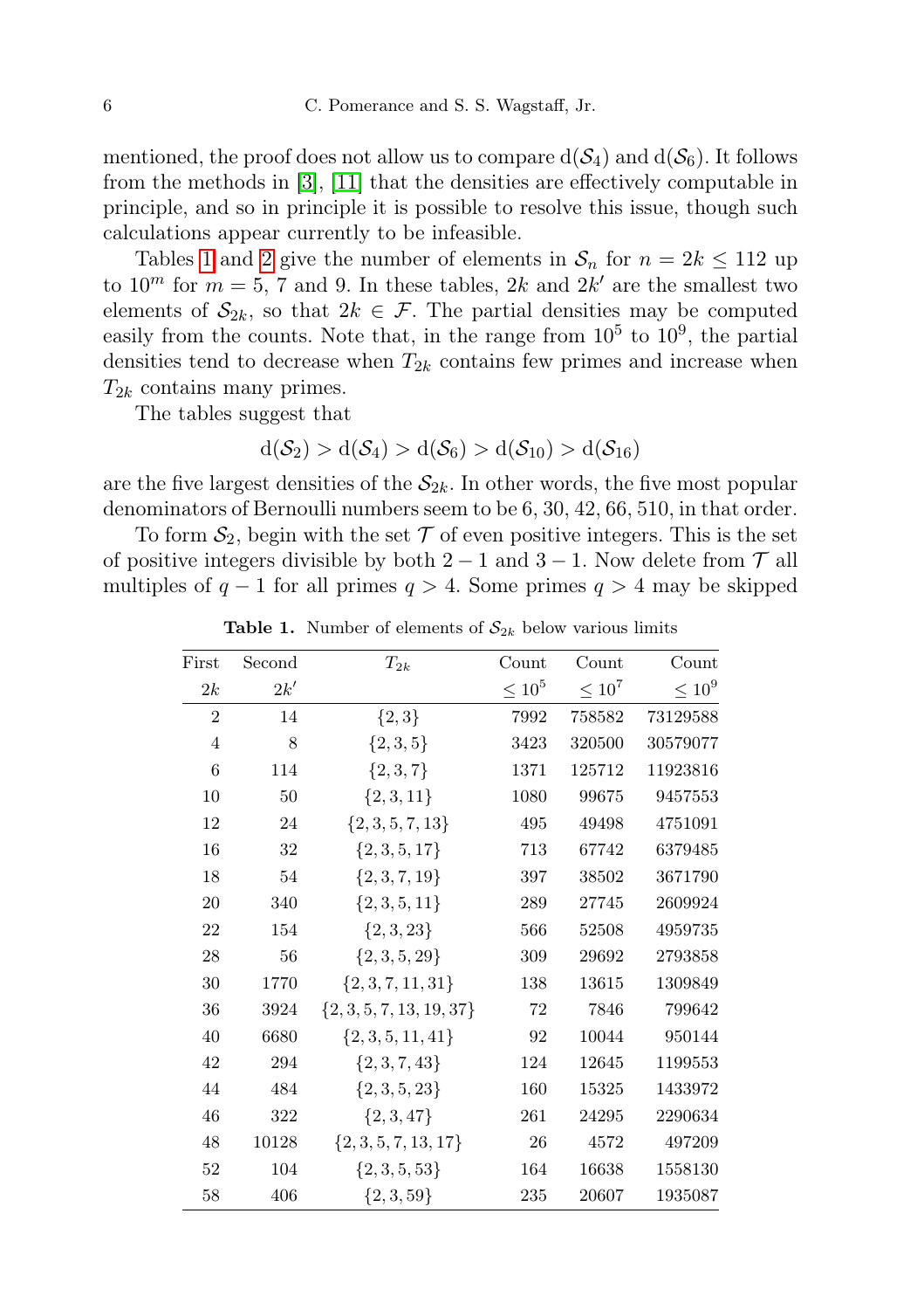mentioned, the proof does not allow us to compare $\mathrm{d}(\mathcal{S}_4)$ and $\mathrm{d}(\mathcal{S}_6)$. It follows from the methods in [3], [11] that the densities are effectively computable in principle, and so in principle it is possible to resolve this issue, though such calculations appear currently to be infeasible.

Tables 1 and 2 give the number of elements in $\mathcal{S}_n$ for $n = 2k \le 112$ up to $10^m$ for $m = 5$, 7 and 9. In these tables, $2k$ and $2k'$ are the smallest two elements of $\mathcal{S}_{2k}$, so that $2k \in \mathcal{F}$. The partial densities may be computed easily from the counts. Note that, in the range from $10^5$ to $10^9$, the partial densities tend to decrease when $T_{2k}$ contains few primes and increase when $T_{2k}$ contains many primes.

The tables suggest that

$$\mathrm{d}(\mathcal{S}_2) > \mathrm{d}(\mathcal{S}_4) > \mathrm{d}(\mathcal{S}_6) > \mathrm{d}(\mathcal{S}_{10}) > \mathrm{d}(\mathcal{S}_{16})$$

are the five largest densities of the $\mathcal{S}_{2k}$. In other words, the five most popular denominators of Bernoulli numbers seem to be 6, 30, 42, 66, 510, in that order.

To form $\mathcal{S}_2$, begin with the set $\mathcal{T}$ of even positive integers. This is the set of positive integers divisible by both $2-1$ and $3-1$. Now delete from $\mathcal{T}$ all multiples of $q-1$ for all primes $q > 4$. Some primes $q > 4$ may be skipped

**Table 1.** Number of elements of $\mathcal{S}_{2k}$ below various limits

| First $2k$ | Second $2k'$ | $T_{2k}$ | Count $\le 10^5$ | Count $\le 10^7$ | Count $\le 10^9$ |
|---|---|---|---|---|---|
| 2 | 14 | $\{2,3\}$ | 7992 | 758582 | 73129588 |
| 4 | 8 | $\{2,3,5\}$ | 3423 | 320500 | 30579077 |
| 6 | 114 | $\{2,3,7\}$ | 1371 | 125712 | 11923816 |
| 10 | 50 | $\{2,3,11\}$ | 1080 | 99675 | 9457553 |
| 12 | 24 | $\{2,3,5,7,13\}$ | 495 | 49498 | 4751091 |
| 16 | 32 | $\{2,3,5,17\}$ | 713 | 67742 | 6379485 |
| 18 | 54 | $\{2,3,7,19\}$ | 397 | 38502 | 3671790 |
| 20 | 340 | $\{2,3,5,11\}$ | 289 | 27745 | 2609924 |
| 22 | 154 | $\{2,3,23\}$ | 566 | 52508 | 4959735 |
| 28 | 56 | $\{2,3,5,29\}$ | 309 | 29692 | 2793858 |
| 30 | 1770 | $\{2,3,7,11,31\}$ | 138 | 13615 | 1309849 |
| 36 | 3924 | $\{2,3,5,7,13,19,37\}$ | 72 | 7846 | 799642 |
| 40 | 6680 | $\{2,3,5,11,41\}$ | 92 | 10044 | 950144 |
| 42 | 294 | $\{2,3,7,43\}$ | 124 | 12645 | 1199553 |
| 44 | 484 | $\{2,3,5,23\}$ | 160 | 15325 | 1433972 |
| 46 | 322 | $\{2,3,47\}$ | 261 | 24295 | 2290634 |
| 48 | 10128 | $\{2,3,5,7,13,17\}$ | 26 | 4572 | 497209 |
| 52 | 104 | $\{2,3,5,53\}$ | 164 | 16638 | 1558130 |
| 58 | 406 | $\{2,3,59\}$ | 235 | 20607 | 1935087 |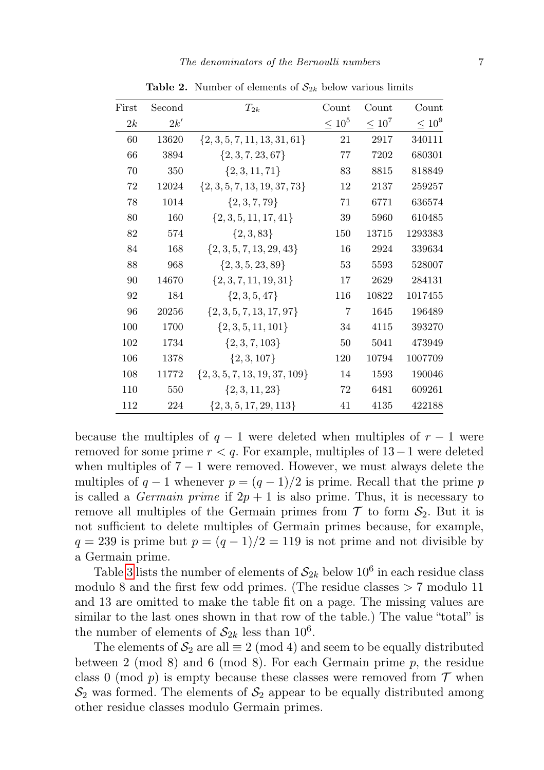**Table 2.** Number of elements of $\mathcal{S}_{2k}$ below various limits

| First $2k$ | Second $2k'$ | $T_{2k}$ | Count $\leq 10^5$ | Count $\leq 10^7$ | Count $\leq 10^9$ |
|---|---|---|---|---|---|
| 60 | 13620 | $\{2, 3, 5, 7, 11, 13, 31, 61\}$ | 21 | 2917 | 340111 |
| 66 | 3894 | $\{2, 3, 7, 23, 67\}$ | 77 | 7202 | 680301 |
| 70 | 350 | $\{2, 3, 11, 71\}$ | 83 | 8815 | 818849 |
| 72 | 12024 | $\{2, 3, 5, 7, 13, 19, 37, 73\}$ | 12 | 2137 | 259257 |
| 78 | 1014 | $\{2, 3, 7, 79\}$ | 71 | 6771 | 636574 |
| 80 | 160 | $\{2, 3, 5, 11, 17, 41\}$ | 39 | 5960 | 610485 |
| 82 | 574 | $\{2, 3, 83\}$ | 150 | 13715 | 1293383 |
| 84 | 168 | $\{2, 3, 5, 7, 13, 29, 43\}$ | 16 | 2924 | 339634 |
| 88 | 968 | $\{2, 3, 5, 23, 89\}$ | 53 | 5593 | 528007 |
| 90 | 14670 | $\{2, 3, 7, 11, 19, 31\}$ | 17 | 2629 | 284131 |
| 92 | 184 | $\{2, 3, 5, 47\}$ | 116 | 10822 | 1017455 |
| 96 | 20256 | $\{2, 3, 5, 7, 13, 17, 97\}$ | 7 | 1645 | 196489 |
| 100 | 1700 | $\{2, 3, 5, 11, 101\}$ | 34 | 4115 | 393270 |
| 102 | 1734 | $\{2, 3, 7, 103\}$ | 50 | 5041 | 473949 |
| 106 | 1378 | $\{2, 3, 107\}$ | 120 | 10794 | 1007709 |
| 108 | 11772 | $\{2, 3, 5, 7, 13, 19, 37, 109\}$ | 14 | 1593 | 190046 |
| 110 | 550 | $\{2, 3, 11, 23\}$ | 72 | 6481 | 609261 |
| 112 | 224 | $\{2, 3, 5, 17, 29, 113\}$ | 41 | 4135 | 422188 |

because the multiples of $q - 1$ were deleted when multiples of $r - 1$ were removed for some prime $r < q$. For example, multiples of $13-1$ were deleted when multiples of $7 - 1$ were removed. However, we must always delete the multiples of $q - 1$ whenever $p = (q - 1)/2$ is prime. Recall that the prime $p$ is called a *Germain prime* if $2p + 1$ is also prime. Thus, it is necessary to remove all multiples of the Germain primes from $\mathcal{T}$ to form $\mathcal{S}_2$. But it is not sufficient to delete multiples of Germain primes because, for example, $q = 239$ is prime but $p = (q - 1)/2 = 119$ is not prime and not divisible by a Germain prime.

Table 3 lists the number of elements of $\mathcal{S}_{2k}$ below $10^6$ in each residue class modulo 8 and the first few odd primes. (The residue classes $> 7$ modulo 11 and 13 are omitted to make the table fit on a page. The missing values are similar to the last ones shown in that row of the table.) The value "total" is the number of elements of $\mathcal{S}_{2k}$ less than $10^6$.

The elements of $\mathcal{S}_2$ are all $\equiv 2 \pmod 4$ and seem to be equally distributed between $2 \pmod 8$ and $6 \pmod 8$. For each Germain prime $p$, the residue class $0 \pmod p$ is empty because these classes were removed from $\mathcal{T}$ when $\mathcal{S}_2$ was formed. The elements of $\mathcal{S}_2$ appear to be equally distributed among other residue classes modulo Germain primes.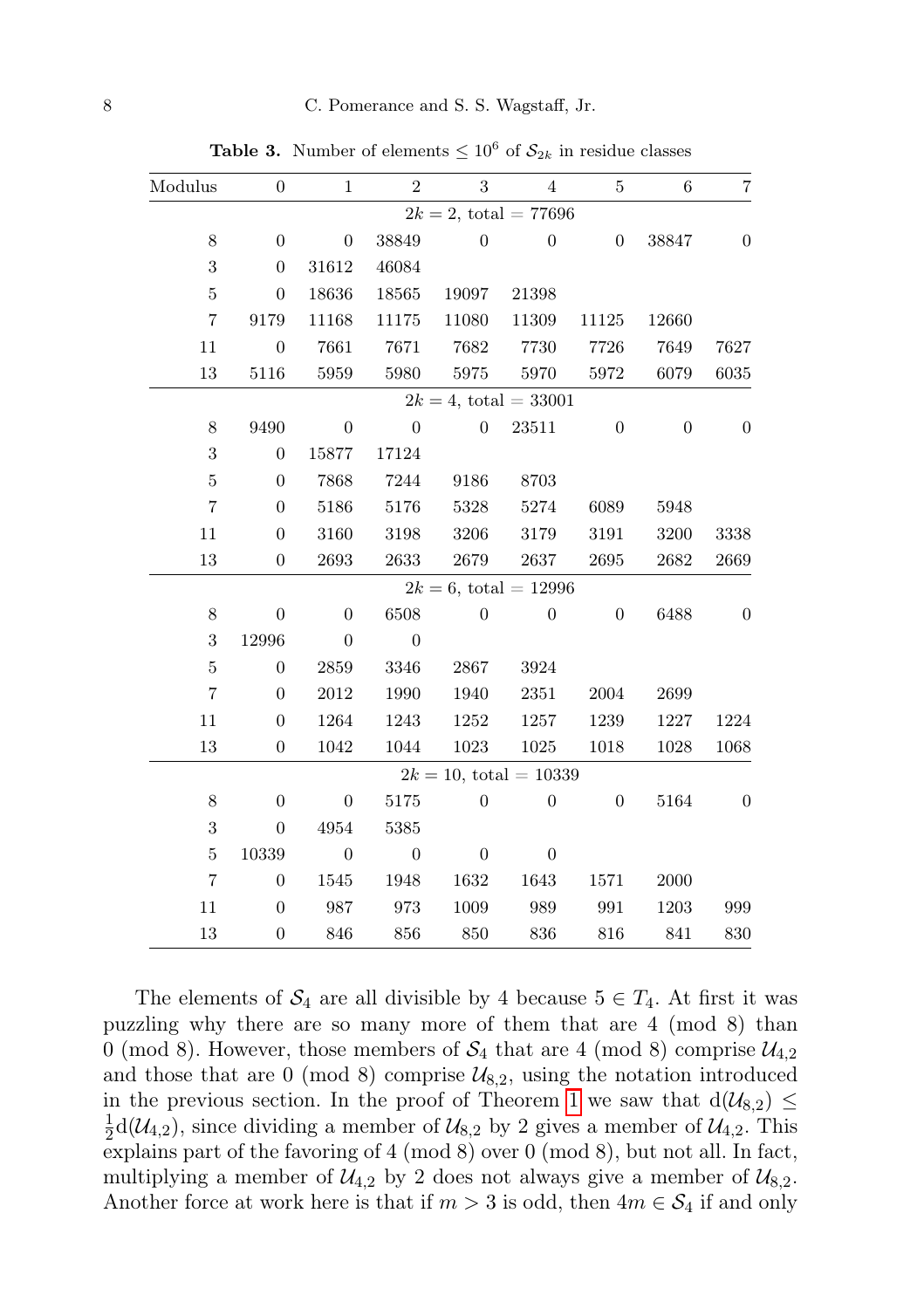**Table 3.** Number of elements $\leq 10^6$ of $\mathcal{S}_{2k}$ in residue classes

| Modulus | 0 | 1 | 2 | 3 | 4 | 5 | 6 | 7 |
|---|---|---|---|---|---|---|---|---|
| | | | | $2k = 2$, total $= 77696$ | | | | |
| 8 | 0 | 0 | 38849 | 0 | 0 | 0 | 38847 | 0 |
| 3 | 0 | 31612 | 46084 | | | | | |
| 5 | 0 | 18636 | 18565 | 19097 | 21398 | | | |
| 7 | 9179 | 11168 | 11175 | 11080 | 11309 | 11125 | 12660 | |
| 11 | 0 | 7661 | 7671 | 7682 | 7730 | 7726 | 7649 | 7627 |
| 13 | 5116 | 5959 | 5980 | 5975 | 5970 | 5972 | 6079 | 6035 |
| | | | | $2k = 4$, total $= 33001$ | | | | |
| 8 | 9490 | 0 | 0 | 0 | 23511 | 0 | 0 | 0 |
| 3 | 0 | 15877 | 17124 | | | | | |
| 5 | 0 | 7868 | 7244 | 9186 | 8703 | | | |
| 7 | 0 | 5186 | 5176 | 5328 | 5274 | 6089 | 5948 | |
| 11 | 0 | 3160 | 3198 | 3206 | 3179 | 3191 | 3200 | 3338 |
| 13 | 0 | 2693 | 2633 | 2679 | 2637 | 2695 | 2682 | 2669 |
| | | | | $2k = 6$, total $= 12996$ | | | | |
| 8 | 0 | 0 | 6508 | 0 | 0 | 0 | 6488 | 0 |
| 3 | 12996 | 0 | 0 | | | | | |
| 5 | 0 | 2859 | 3346 | 2867 | 3924 | | | |
| 7 | 0 | 2012 | 1990 | 1940 | 2351 | 2004 | 2699 | |
| 11 | 0 | 1264 | 1243 | 1252 | 1257 | 1239 | 1227 | 1224 |
| 13 | 0 | 1042 | 1044 | 1023 | 1025 | 1018 | 1028 | 1068 |
| | | | | $2k = 10$, total $= 10339$ | | | | |
| 8 | 0 | 0 | 5175 | 0 | 0 | 0 | 5164 | 0 |
| 3 | 0 | 4954 | 5385 | | | | | |
| 5 | 10339 | 0 | 0 | 0 | 0 | | | |
| 7 | 0 | 1545 | 1948 | 1632 | 1643 | 1571 | 2000 | |
| 11 | 0 | 987 | 973 | 1009 | 989 | 991 | 1203 | 999 |
| 13 | 0 | 846 | 856 | 850 | 836 | 816 | 841 | 830 |

The elements of $\mathcal{S}_4$ are all divisible by 4 because $5 \in T_4$. At first it was puzzling why there are so many more of them that are 4 (mod 8) than 0 (mod 8). However, those members of $\mathcal{S}_4$ that are 4 (mod 8) comprise $\mathcal{U}_{4,2}$ and those that are 0 (mod 8) comprise $\mathcal{U}_{8,2}$, using the notation introduced in the previous section. In the proof of Theorem 1 we saw that $\mathrm{d}(\mathcal{U}_{8,2}) \leq \frac{1}{2}\mathrm{d}(\mathcal{U}_{4,2})$, since dividing a member of $\mathcal{U}_{8,2}$ by 2 gives a member of $\mathcal{U}_{4,2}$. This explains part of the favoring of 4 (mod 8) over 0 (mod 8), but not all. In fact, multiplying a member of $\mathcal{U}_{4,2}$ by 2 does not always give a member of $\mathcal{U}_{8,2}$. Another force at work here is that if $m > 3$ is odd, then $4m \in \mathcal{S}_4$ if and only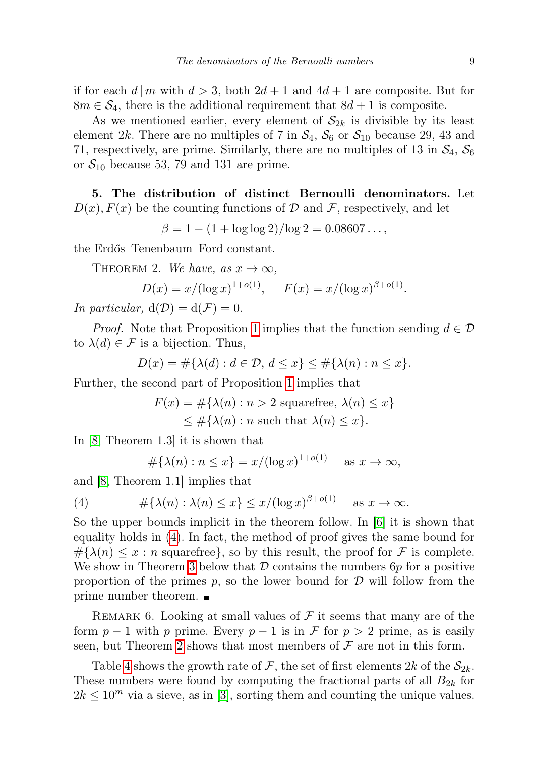if for each $d \mid m$ with $d > 3$, both $2d + 1$ and $4d + 1$ are composite. But for $8m \in \mathcal{S}_4$, there is the additional requirement that $8d + 1$ is composite.

As we mentioned earlier, every element of $\mathcal{S}_{2k}$ is divisible by its least element $2k$. There are no multiples of 7 in $\mathcal{S}_4$, $\mathcal{S}_6$ or $\mathcal{S}_{10}$ because 29, 43 and 71, respectively, are prime. Similarly, there are no multiples of 13 in $\mathcal{S}_4$, $\mathcal{S}_6$ or $\mathcal{S}_{10}$ because 53, 79 and 131 are prime.

**5. The distribution of distinct Bernoulli denominators.** Let $D(x), F(x)$ be the counting functions of $\mathcal{D}$ and $\mathcal{F}$, respectively, and let

$$\beta = 1 - (1 + \log\log 2)/\log 2 = 0.08607\ldots,$$

the Erdős–Tenenbaum–Ford constant.

Theorem 2. *We have, as $x \to \infty$,*

$$D(x) = x/(\log x)^{1+o(1)}, \qquad F(x) = x/(\log x)^{\beta+o(1)}.$$

*In particular,* $\mathrm{d}(\mathcal{D}) = \mathrm{d}(\mathcal{F}) = 0$.

*Proof.* Note that Proposition 1 implies that the function sending $d \in \mathcal{D}$ to $\lambda(d) \in \mathcal{F}$ is a bijection. Thus,

$$D(x) = \#\{\lambda(d) : d \in \mathcal{D},\ d \le x\} \le \#\{\lambda(n) : n \le x\}.$$

Further, the second part of Proposition 1 implies that

$$\begin{aligned} F(x) &= \#\{\lambda(n) : n > 2 \text{ squarefree},\ \lambda(n) \le x\} \\ &\le \#\{\lambda(n) : n \text{ such that } \lambda(n) \le x\}. \end{aligned}$$

In [8, Theorem 1.3] it is shown that

$$\#\{\lambda(n) : n \le x\} = x/(\log x)^{1+o(1)} \quad \text{as } x \to \infty,$$

and [8, Theorem 1.1] implies that

$$\#\{\lambda(n) : \lambda(n) \le x\} \le x/(\log x)^{\beta+o(1)} \quad \text{as } x \to \infty. \tag{4}$$

So the upper bounds implicit in the theorem follow. In [6] it is shown that equality holds in (4). In fact, the method of proof gives the same bound for $\#\{\lambda(n) \le x : n \text{ squarefree}\}$, so by this result, the proof for $\mathcal{F}$ is complete. We show in Theorem 3 below that $\mathcal{D}$ contains the numbers $6p$ for a positive proportion of the primes $p$, so the lower bound for $\mathcal{D}$ will follow from the prime number theorem. ∎

Remark 6. Looking at small values of $\mathcal{F}$ it seems that many are of the form $p - 1$ with $p$ prime. Every $p - 1$ is in $\mathcal{F}$ for $p > 2$ prime, as is easily seen, but Theorem 2 shows that most members of $\mathcal{F}$ are not in this form.

Table 4 shows the growth rate of $\mathcal{F}$, the set of first elements $2k$ of the $\mathcal{S}_{2k}$. These numbers were found by computing the fractional parts of all $B_{2k}$ for $2k \le 10^m$ via a sieve, as in [3], sorting them and counting the unique values.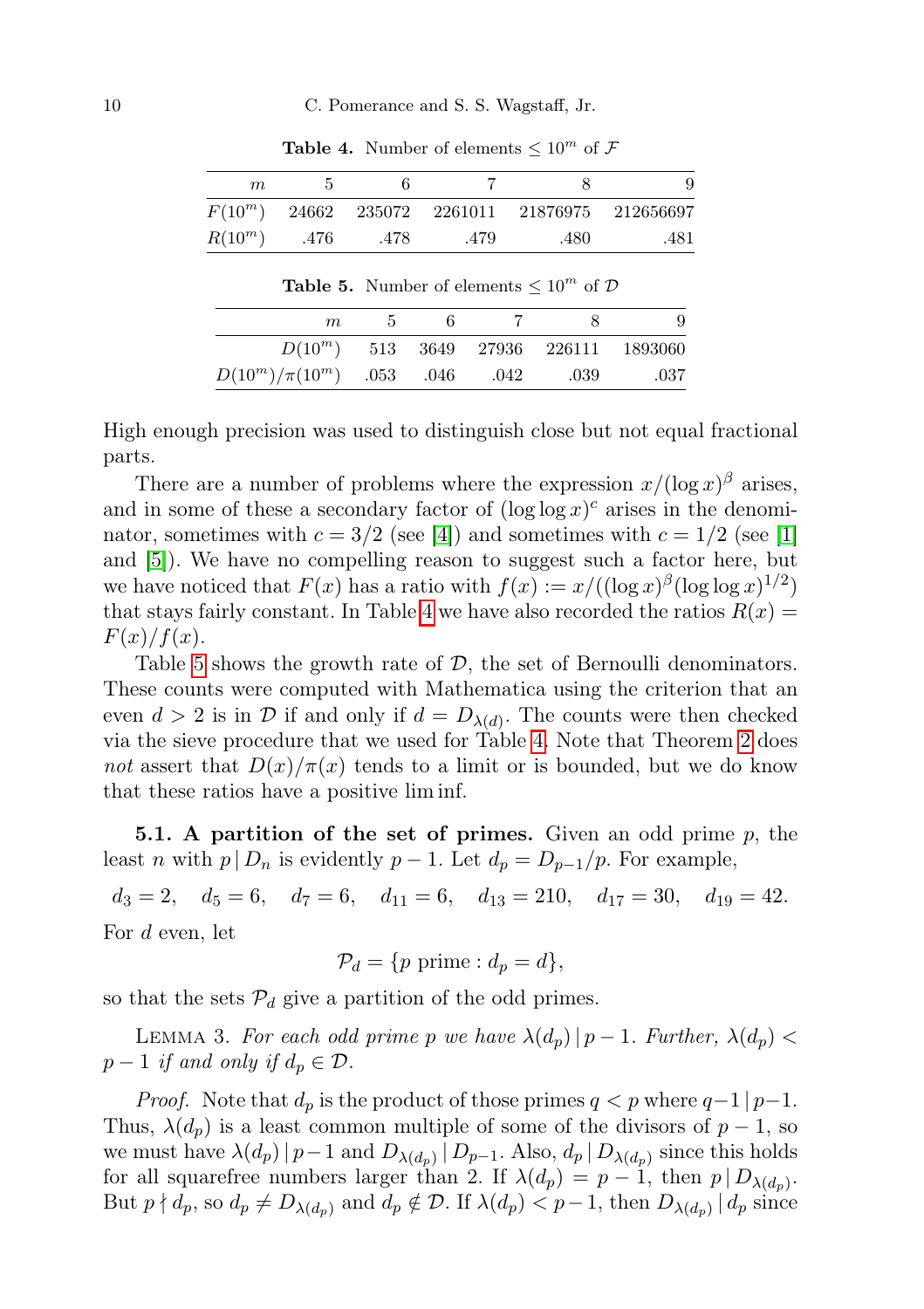**Table 4.** Number of elements $\le 10^m$ of $\mathcal{F}$

| $m$ | 5 | 6 | 7 | 8 | 9 |
|---|---|---|---|---|---|
| $F(10^m)$ | 24662 | 235072 | 2261011 | 21876975 | 212656697 |
| $R(10^m)$ | .476 | .478 | .479 | .480 | .481 |

**Table 5.** Number of elements $\le 10^m$ of $\mathcal{D}$

| $m$ | 5 | 6 | 7 | 8 | 9 |
|---|---|---|---|---|---|
| $D(10^m)$ | 513 | 3649 | 27936 | 226111 | 1893060 |
| $D(10^m)/\pi(10^m)$ | .053 | .046 | .042 | .039 | .037 |

High enough precision was used to distinguish close but not equal fractional parts.

There are a number of problems where the expression $x/(\log x)^\beta$ arises, and in some of these a secondary factor of $(\log\log x)^c$ arises in the denominator, sometimes with $c = 3/2$ (see [4]) and sometimes with $c = 1/2$ (see [1] and [5]). We have no compelling reason to suggest such a factor here, but we have noticed that $F(x)$ has a ratio with $f(x) := x/((\log x)^\beta(\log\log x)^{1/2})$ that stays fairly constant. In Table 4 we have also recorded the ratios $R(x) = F(x)/f(x)$.

Table 5 shows the growth rate of $\mathcal{D}$, the set of Bernoulli denominators. These counts were computed with Mathematica using the criterion that an even $d > 2$ is in $\mathcal{D}$ if and only if $d = D_{\lambda(d)}$. The counts were then checked via the sieve procedure that we used for Table 4. Note that Theorem 2 does *not* assert that $D(x)/\pi(x)$ tends to a limit or is bounded, but we do know that these ratios have a positive lim inf.

**5.1. A partition of the set of primes.** Given an odd prime $p$, the least $n$ with $p \mid D_n$ is evidently $p-1$. Let $d_p = D_{p-1}/p$. For example,

$$d_3 = 2, \quad d_5 = 6, \quad d_7 = 6, \quad d_{11} = 6, \quad d_{13} = 210, \quad d_{17} = 30, \quad d_{19} = 42.$$

For $d$ even, let

$$\mathcal{P}_d = \{p \text{ prime} : d_p = d\},$$

so that the sets $\mathcal{P}_d$ give a partition of the odd primes.

Lemma 3. *For each odd prime $p$ we have $\lambda(d_p) \mid p-1$. Further, $\lambda(d_p) < p-1$ if and only if $d_p \in \mathcal{D}$.*

*Proof.* Note that $d_p$ is the product of those primes $q < p$ where $q-1 \mid p-1$. Thus, $\lambda(d_p)$ is a least common multiple of some of the divisors of $p-1$, so we must have $\lambda(d_p) \mid p-1$ and $D_{\lambda(d_p)} \mid D_{p-1}$. Also, $d_p \mid D_{\lambda(d_p)}$ since this holds for all squarefree numbers larger than 2. If $\lambda(d_p) = p-1$, then $p \mid D_{\lambda(d_p)}$. But $p \nmid d_p$, so $d_p \ne D_{\lambda(d_p)}$ and $d_p \notin \mathcal{D}$. If $\lambda(d_p) < p-1$, then $D_{\lambda(d_p)} \mid d_p$ since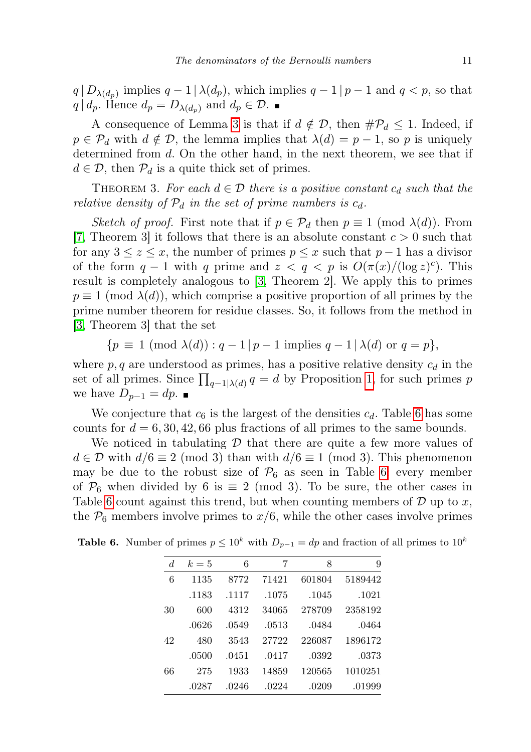$q \mid D_{\lambda(d_p)}$ implies $q-1 \mid \lambda(d_p)$, which implies $q-1 \mid p-1$ and $q < p$, so that $q \mid d_p$. Hence $d_p = D_{\lambda(d_p)}$ and $d_p \in \mathcal{D}$. ∎

A consequence of Lemma 3 is that if $d \notin \mathcal{D}$, then $\#\mathcal{P}_d \le 1$. Indeed, if $p \in \mathcal{P}_d$ with $d \notin \mathcal{D}$, the lemma implies that $\lambda(d) = p-1$, so $p$ is uniquely determined from $d$. On the other hand, in the next theorem, we see that if $d \in \mathcal{D}$, then $\mathcal{P}_d$ is a quite thick set of primes.

Theorem 3. *For each $d \in \mathcal{D}$ there is a positive constant $c_d$ such that the relative density of $\mathcal{P}_d$ in the set of prime numbers is $c_d$.*

*Sketch of proof.* First note that if $p \in \mathcal{P}_d$ then $p \equiv 1 \pmod{\lambda(d)}$. From [7, Theorem 3] it follows that there is an absolute constant $c > 0$ such that for any $3 \le z \le x$, the number of primes $p \le x$ such that $p-1$ has a divisor of the form $q-1$ with $q$ prime and $z < q < p$ is $O(\pi(x)/(\log z)^c)$. This result is completely analogous to [3, Theorem 2]. We apply this to primes $p \equiv 1 \pmod{\lambda(d)}$, which comprise a positive proportion of all primes by the prime number theorem for residue classes. So, it follows from the method in [3, Theorem 3] that the set

$$\{p \equiv 1 \pmod{\lambda(d)} : q-1 \mid p-1 \text{ implies } q-1 \mid \lambda(d) \text{ or } q = p\},$$

where $p, q$ are understood as primes, has a positive relative density $c_d$ in the set of all primes. Since $\prod_{q-1 \mid \lambda(d)} q = d$ by Proposition 1, for such primes $p$ we have $D_{p-1} = dp$. ∎

We conjecture that $c_6$ is the largest of the densities $c_d$. Table 6 has some counts for $d = 6, 30, 42, 66$ plus fractions of all primes to the same bounds.

We noticed in tabulating $\mathcal{D}$ that there are quite a few more values of $d \in \mathcal{D}$ with $d/6 \equiv 2 \pmod 3$ than with $d/6 \equiv 1 \pmod 3$. This phenomenon may be due to the robust size of $\mathcal{P}_6$ as seen in Table 6: every member of $\mathcal{P}_6$ when divided by 6 is $\equiv 2 \pmod 3$. To be sure, the other cases in Table 6 count against this trend, but when counting members of $\mathcal{D}$ up to $x$, the $\mathcal{P}_6$ members involve primes to $x/6$, while the other cases involve primes

**Table 6.** Number of primes $p \le 10^k$ with $D_{p-1} = dp$ and fraction of all primes to $10^k$

| $d$ | $k=5$ | 6 | 7 | 8 | 9 |
|---|---|---|---|---|---|
| 6 | 1135 | 8772 | 71421 | 601804 | 5189442 |
| | .1183 | .1117 | .1075 | .1045 | .1021 |
| 30 | 600 | 4312 | 34065 | 278709 | 2358192 |
| | .0626 | .0549 | .0513 | .0484 | .0464 |
| 42 | 480 | 3543 | 27722 | 226087 | 1896172 |
| | .0500 | .0451 | .0417 | .0392 | .0373 |
| 66 | 275 | 1933 | 14859 | 120565 | 1010251 |
| | .0287 | .0246 | .0224 | .0209 | .01999 |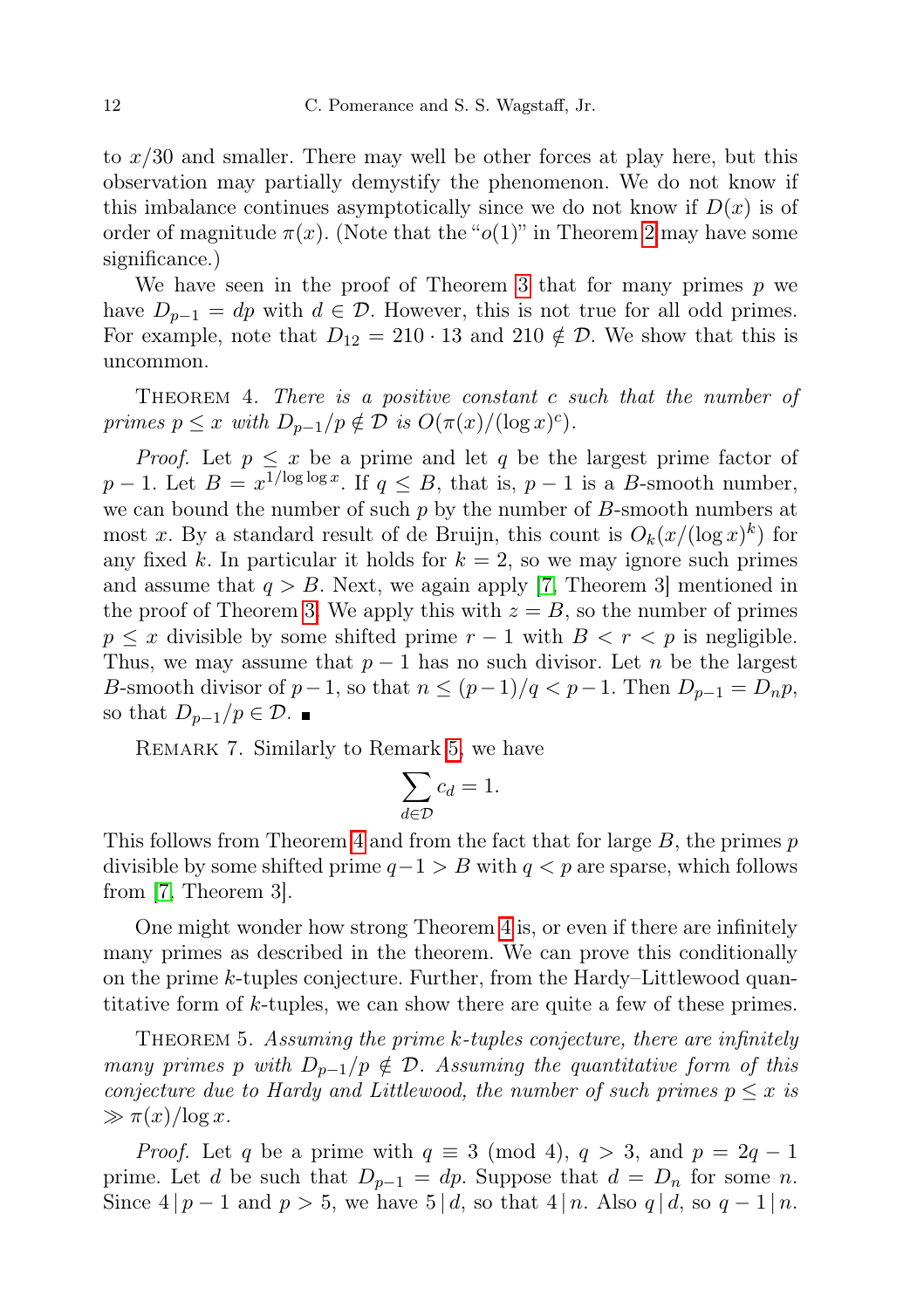to $x/30$ and smaller. There may well be other forces at play here, but this observation may partially demystify the phenomenon. We do not know if this imbalance continues asymptotically since we do not know if $D(x)$ is of order of magnitude $\pi(x)$. (Note that the "$o(1)$" in Theorem 2 may have some significance.)

We have seen in the proof of Theorem 3 that for many primes $p$ we have $D_{p-1} = dp$ with $d \in \mathcal{D}$. However, this is not true for all odd primes. For example, note that $D_{12} = 210 \cdot 13$ and $210 \notin \mathcal{D}$. We show that this is uncommon.

Theorem 4. *There is a positive constant $c$ such that the number of primes $p \le x$ with $D_{p-1}/p \notin \mathcal{D}$ is $O(\pi(x)/(\log x)^c)$.*

*Proof.* Let $p \le x$ be a prime and let $q$ be the largest prime factor of $p-1$. Let $B = x^{1/\log\log x}$. If $q \le B$, that is, $p-1$ is a $B$-smooth number, we can bound the number of such $p$ by the number of $B$-smooth numbers at most $x$. By a standard result of de Bruijn, this count is $O_k(x/(\log x)^k)$ for any fixed $k$. In particular it holds for $k=2$, so we may ignore such primes and assume that $q > B$. Next, we again apply [7, Theorem 3] mentioned in the proof of Theorem 3. We apply this with $z = B$, so the number of primes $p \le x$ divisible by some shifted prime $r-1$ with $B < r < p$ is negligible. Thus, we may assume that $p-1$ has no such divisor. Let $n$ be the largest $B$-smooth divisor of $p-1$, so that $n \le (p-1)/q < p-1$. Then $D_{p-1} = D_n p$, so that $D_{p-1}/p \in \mathcal{D}$. ∎

Remark 7. Similarly to Remark 5, we have

$$\sum_{d \in \mathcal{D}} c_d = 1.$$

This follows from Theorem 4 and from the fact that for large $B$, the primes $p$ divisible by some shifted prime $q-1 > B$ with $q < p$ are sparse, which follows from [7, Theorem 3].

One might wonder how strong Theorem 4 is, or even if there are infinitely many primes as described in the theorem. We can prove this conditionally on the prime $k$-tuples conjecture. Further, from the Hardy–Littlewood quantitative form of $k$-tuples, we can show there are quite a few of these primes.

Theorem 5. *Assuming the prime $k$-tuples conjecture, there are infinitely many primes $p$ with $D_{p-1}/p \notin \mathcal{D}$. Assuming the quantitative form of this conjecture due to Hardy and Littlewood, the number of such primes $p \le x$ is $\gg \pi(x)/\log x$.*

*Proof.* Let $q$ be a prime with $q \equiv 3 \pmod 4$, $q > 3$, and $p = 2q-1$ prime. Let $d$ be such that $D_{p-1} = dp$. Suppose that $d = D_n$ for some $n$. Since $4 \mid p-1$ and $p > 5$, we have $5 \mid d$, so that $4 \mid n$. Also $q \mid d$, so $q-1 \mid n$.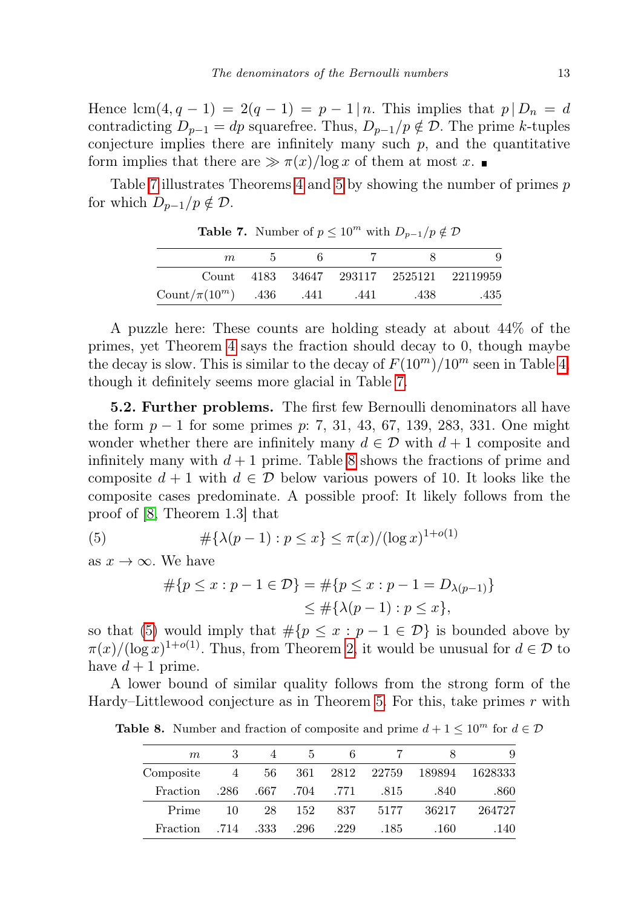Hence $\operatorname{lcm}(4, q-1) = 2(q-1) = p-1 \mid n$. This implies that $p \mid D_n = d$ contradicting $D_{p-1} = dp$ squarefree. Thus, $D_{p-1}/p \notin \mathcal{D}$. The prime $k$-tuples conjecture implies there are infinitely many such $p$, and the quantitative form implies that there are $\gg \pi(x)/\log x$ of them at most $x$. ∎

Table 7 illustrates Theorems 4 and 5 by showing the number of primes $p$ for which $D_{p-1}/p \notin \mathcal{D}$.

**Table 7.** Number of $p \le 10^m$ with $D_{p-1}/p \notin \mathcal{D}$

| $m$ | 5 | 6 | 7 | 8 | 9 |
|---|---|---|---|---|---|
| Count | 4183 | 34647 | 293117 | 2525121 | 22119959 |
| Count$/\pi(10^m)$ | .436 | .441 | .441 | .438 | .435 |

A puzzle here: These counts are holding steady at about 44% of the primes, yet Theorem 4 says the fraction should decay to 0, though maybe the decay is slow. This is similar to the decay of $F(10^m)/10^m$ seen in Table 4, though it definitely seems more glacial in Table 7.

**5.2. Further problems.** The first few Bernoulli denominators all have the form $p-1$ for some primes $p$: 7, 31, 43, 67, 139, 283, 331. One might wonder whether there are infinitely many $d \in \mathcal{D}$ with $d+1$ composite and infinitely many with $d+1$ prime. Table 8 shows the fractions of prime and composite $d+1$ with $d \in \mathcal{D}$ below various powers of 10. It looks like the composite cases predominate. A possible proof: It likely follows from the proof of [8, Theorem 1.3] that

$$\#\{\lambda(p-1) : p \le x\} \le \pi(x)/(\log x)^{1+o(1)} \tag{5}$$

as $x \to \infty$. We have

$$\begin{aligned} \#\{p \le x : p-1 \in \mathcal{D}\} &= \#\{p \le x : p-1 = D_{\lambda(p-1)}\} \\ &\le \#\{\lambda(p-1) : p \le x\}, \end{aligned}$$

so that (5) would imply that $\#\{p \le x : p-1 \in \mathcal{D}\}$ is bounded above by $\pi(x)/(\log x)^{1+o(1)}$. Thus, from Theorem 2, it would be unusual for $d \in \mathcal{D}$ to have $d+1$ prime.

A lower bound of similar quality follows from the strong form of the Hardy–Littlewood conjecture as in Theorem 5. For this, take primes $r$ with

**Table 8.** Number and fraction of composite and prime $d+1 \le 10^m$ for $d \in \mathcal{D}$

| $m$ | 3 | 4 | 5 | 6 | 7 | 8 | 9 |
|---|---|---|---|---|---|---|---|
| Composite | 4 | 56 | 361 | 2812 | 22759 | 189894 | 1628333 |
| Fraction | .286 | .667 | .704 | .771 | .815 | .840 | .860 |
| Prime | 10 | 28 | 152 | 837 | 5177 | 36217 | 264727 |
| Fraction | .714 | .333 | .296 | .229 | .185 | .160 | .140 |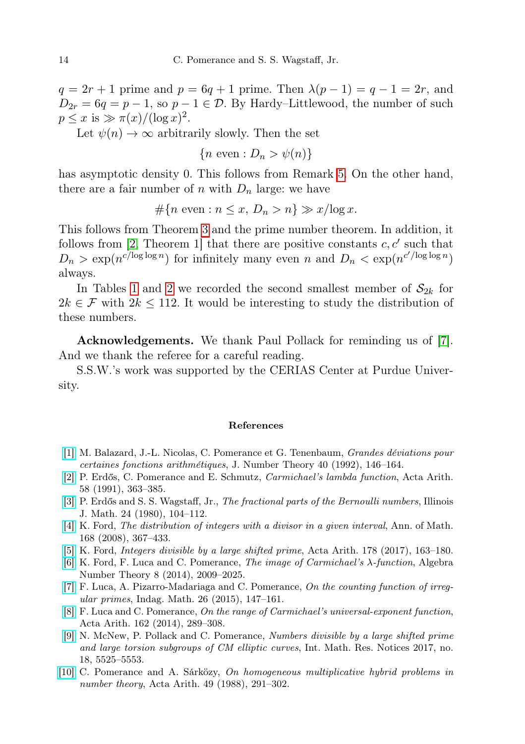$q = 2r + 1$ prime and $p = 6q + 1$ prime. Then $\lambda(p-1) = q - 1 = 2r$, and $D_{2r} = 6q = p - 1$, so $p - 1 \in \mathcal{D}$. By Hardy–Littlewood, the number of such $p \le x$ is $\gg \pi(x)/(\log x)^2$.

Let $\psi(n) \to \infty$ arbitrarily slowly. Then the set

$$\{n \text{ even} : D_n > \psi(n)\}$$

has asymptotic density 0. This follows from Remark 5. On the other hand, there are a fair number of $n$ with $D_n$ large: we have

$$\#\{n \text{ even} : n \le x,\, D_n > n\} \gg x/\log x.$$

This follows from Theorem 3 and the prime number theorem. In addition, it follows from [2, Theorem 1] that there are positive constants $c, c'$ such that $D_n > \exp(n^{c/\log\log n})$ for infinitely many even $n$ and $D_n < \exp(n^{c'/\log\log n})$ always.

In Tables 1 and 2 we recorded the second smallest member of $\mathcal{S}_{2k}$ for $2k \in \mathcal{F}$ with $2k \le 112$. It would be interesting to study the distribution of these numbers.

**Acknowledgements.** We thank Paul Pollack for reminding us of [7]. And we thank the referee for a careful reading.

S.S.W.'s work was supported by the CERIAS Center at Purdue University.

## References

[1] M. Balazard, J.-L. Nicolas, C. Pomerance et G. Tenenbaum, *Grandes déviations pour certaines fonctions arithmétiques*, J. Number Theory 40 (1992), 146–164.

[2] P. Erdős, C. Pomerance and E. Schmutz, *Carmichael's lambda function*, Acta Arith. 58 (1991), 363–385.

[3] P. Erdős and S. S. Wagstaff, Jr., *The fractional parts of the Bernoulli numbers*, Illinois J. Math. 24 (1980), 104–112.

[4] K. Ford, *The distribution of integers with a divisor in a given interval*, Ann. of Math. 168 (2008), 367–433.

[5] K. Ford, *Integers divisible by a large shifted prime*, Acta Arith. 178 (2017), 163–180.

[6] K. Ford, F. Luca and C. Pomerance, *The image of Carmichael's λ-function*, Algebra Number Theory 8 (2014), 2009–2025.

[7] F. Luca, A. Pizarro-Madariaga and C. Pomerance, *On the counting function of irregular primes*, Indag. Math. 26 (2015), 147–161.

[8] F. Luca and C. Pomerance, *On the range of Carmichael's universal-exponent function*, Acta Arith. 162 (2014), 289–308.

[9] N. McNew, P. Pollack and C. Pomerance, *Numbers divisible by a large shifted prime and large torsion subgroups of CM elliptic curves*, Int. Math. Res. Notices 2017, no. 18, 5525–5553.

[10] C. Pomerance and A. Sárközy, *On homogeneous multiplicative hybrid problems in number theory*, Acta Arith. 49 (1988), 291–302.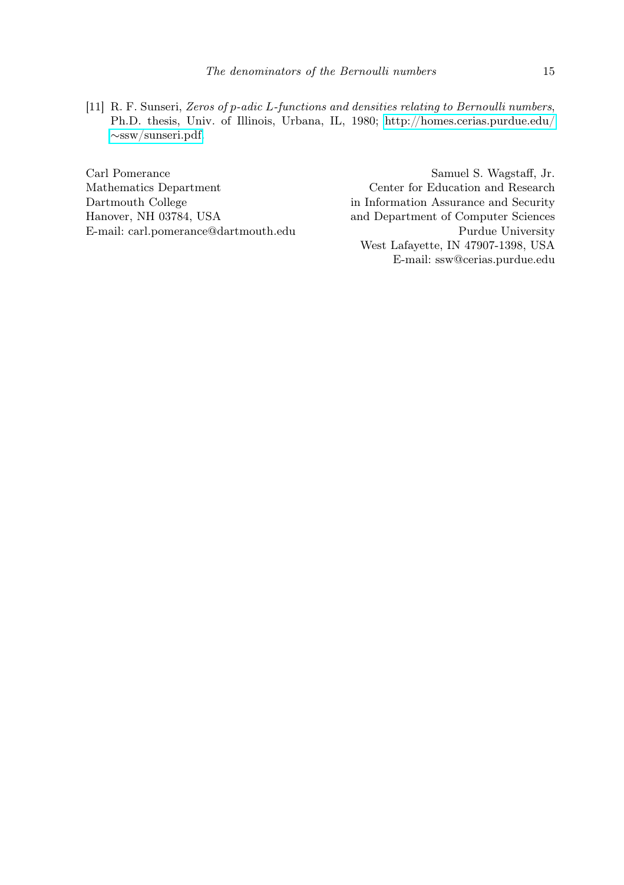[11] R. F. Sunseri, *Zeros of p-adic L-functions and densities relating to Bernoulli numbers*, Ph.D. thesis, Univ. of Illinois, Urbana, IL, 1980; http://homes.cerias.purdue.edu/~ssw/sunseri.pdf.

Carl Pomerance
Mathematics Department
Dartmouth College
Hanover, NH 03784, USA
E-mail: carl.pomerance@dartmouth.edu

Samuel S. Wagstaff, Jr.
Center for Education and Research
in Information Assurance and Security
and Department of Computer Sciences
Purdue University
West Lafayette, IN 47907-1398, USA
E-mail: ssw@cerias.purdue.edu